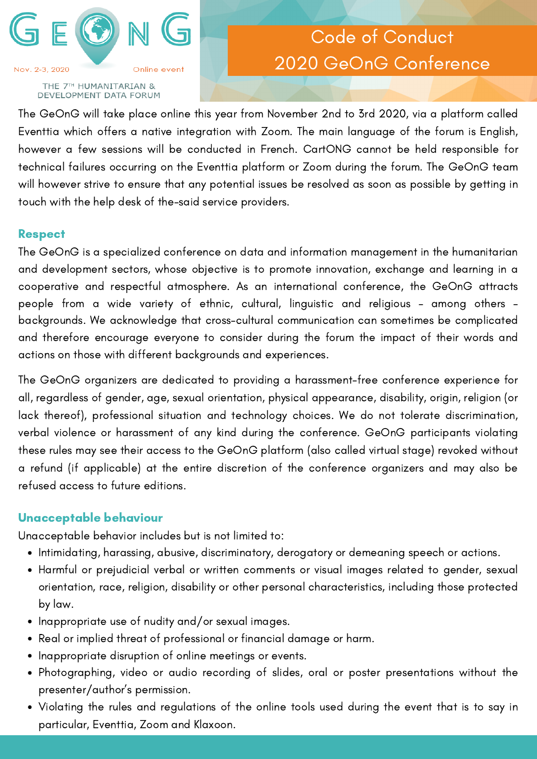GEONG

Nov. 2-3, 2020 Online event

THE 7TH HUMANITARIAN & DEVELOPMENT DATA FORUM

# Code of Conduct 2020 GeOnG Conference

The GeOnG will take place online this year from November 2nd to 3rd 2020, via a platform called Eventtia which offers a native integration with Zoom. The main language of the forum is English, however a few sessions will be conducted in French. CartONG cannot be held responsible for technical failures occurring on the Eventtia platform or Zoom during the forum. The GeOnG team will however strive to ensure that any potential issues be resolved as soon as possible by getting in touch with the help desk of the-said service providers.

## Respect

The GeOnG is a specialized conference on data and information management in the humanitarian and development sectors, whose objective is to promote innovation, exchange and learning in a cooperative and respectful atmosphere. As an international conference, the GeOnG attracts people from a wide variety of ethnic, cultural, linguistic and religious – among others – backgrounds. We acknowledge that cross-cultural communication can sometimes be complicated and therefore encourage everyone to consider during the forum the impact of their words and actions on those with different backgrounds and experiences.

The GeOnG organizers are dedicated to providing a harassment-free conference experience for all, regardless of gender, age, sexual orientation, physical appearance, disability, origin, religion (or lack thereof), professional situation and technology choices. We do not tolerate discrimination, verbal violence or harassment of any kind during the conference. GeOnG participants violating these rules may see their access to the GeOnG platform (also called virtual stage) revoked without a refund (if applicable) at the entire discretion of the conference organizers and may also be refused access to future editions.

## Unacceptable behaviour

Unacceptable behavior includes but is not limited to:

- Intimidating, harassing, abusive, discriminatory, derogatory or demeaning speech or actions.
- Harmful or prejudicial verbal or written comments or visual images related to gender, sexual orientation, race, religion, disability or other personal characteristics, including those protected by law.
- Inappropriate use of nudity and/or sexual images.
- Real or implied threat of professional or financial damage or harm.
- Inappropriate disruption of online meetings or events.
- Photographing, video or audio recording of slides, oral or poster presentations without the presenter/author's permission.
- Violating the rules and regulations of the online tools used during the event that is to say in particular, Eventtia, Zoom and Klaxoon.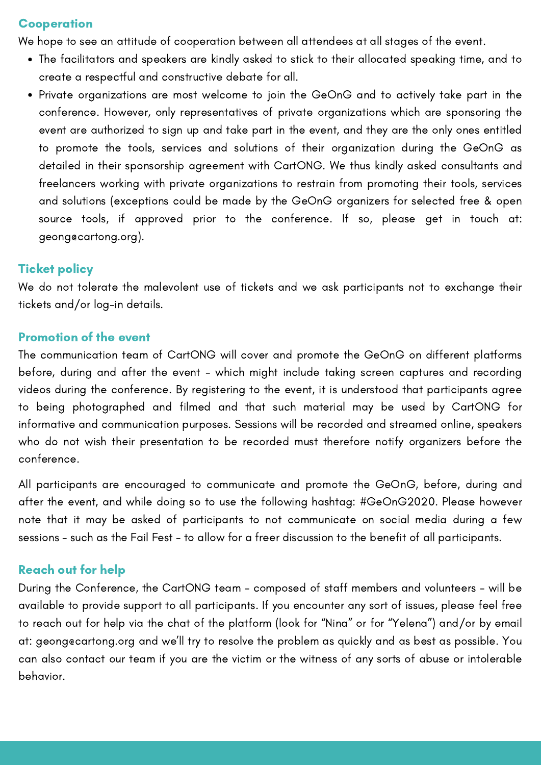## Cooperation

We hope to see an attitude of cooperation between all attendees at all stages of the event.

- The facilitators and speakers are kindly asked to stick to their allocated speaking time, and to create a respectful and constructive debate for all.
- Private organizations are most welcome to join the GeOnG and to actively take part in the conference. However, only representatives of private organizations which are sponsoring the event are authorized to sign up and take part in the event, and they are the only ones entitled to promote the tools, services and solutions of their organization during the GeOnG as detailed in their sponsorship agreement with CartONG. We thus kindly asked consultants and freelancers working with private organizations to restrain from promoting their tools, services and solutions (exceptions could be made by the GeOnG organizers for selected free & open source tools, if approved prior to the conference. If so, please get in touch at: geong@cartong.org).

## Ticket policy

We do not tolerate the malevolent use of tickets and we ask participants not to exchange their tickets and/or log-in details.

## Promotion of the event

The communication team of CartONG will cover and promote the GeOnG on different platforms before, during and after the event - which might include taking screen captures and recording videos during the conference. By registering to the event, it is understood that participants agree to being photographed and filmed and that such material may be used by CartONG for informative and communication purposes. Sessions will be recorded and streamed online, speakers who do not wish their presentation to be recorded must therefore notify organizers before the conference.

All participants are encouraged to communicate and promote the GeOnG, before, during and after the event, and while doing so to use the following hashtag: #GeOnG2020. Please however note that it may be asked of participants to not communicate on social media during a few sessions - such as the Fail Fest - to allow for a freer discussion to the benefit of all participants.

## Reach out for help

During the Conference, the CartONG team - composed of staff members and volunteers - will be available to provide support to all participants. If you encounter any sort of issues, please feel free to reach out for help via the chat of the platform (look for “Nina” or for “Yelena”) and/or by email at: geong@cartong.org and we’ll try to resolve the problem as quickly and as best as possible. You can also contact our team if you are the victim or the witness of any sorts of abuse or intolerable behavior.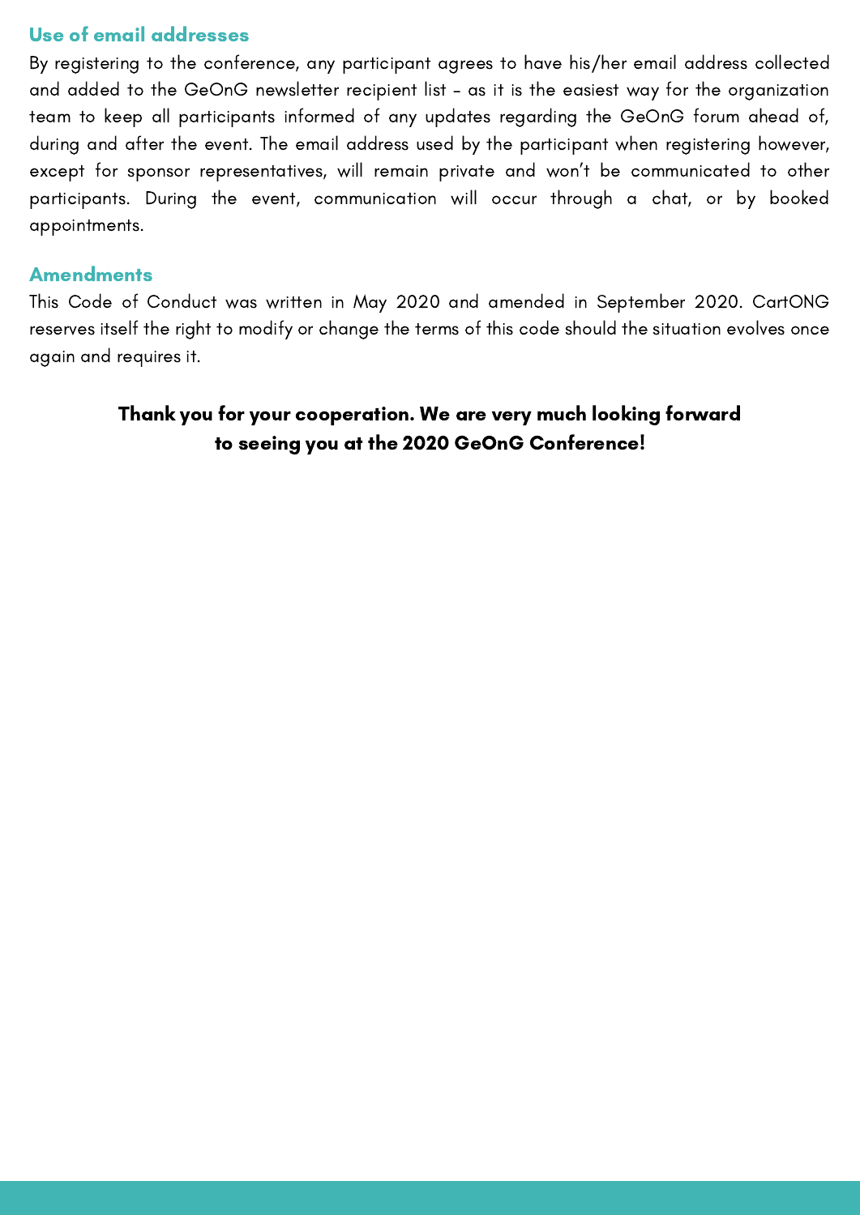## Use of email addresses

By registering to the conference, any participant agrees to have his/her email address collected and added to the GeOnG newsletter recipient list – as it is the easiest way for the organization team to keep all participants informed of any updates regarding the GeOnG forum ahead of, during and after the event. The email address used by the participant when registering however, except for sponsor representatives, will remain private and won't be communicated to other participants. During the event, communication will occur through a chat, or by booked appointments.

## Amendments

This Code of Conduct was written in May 2020 and amended in September 2020. CartONG reserves itself the right to modify or change the terms of this code should the situation evolves once again and requires it.

**Thank you for your cooperation. We are very much looking forward to seeing you at the 2020 GeOnG Conference!**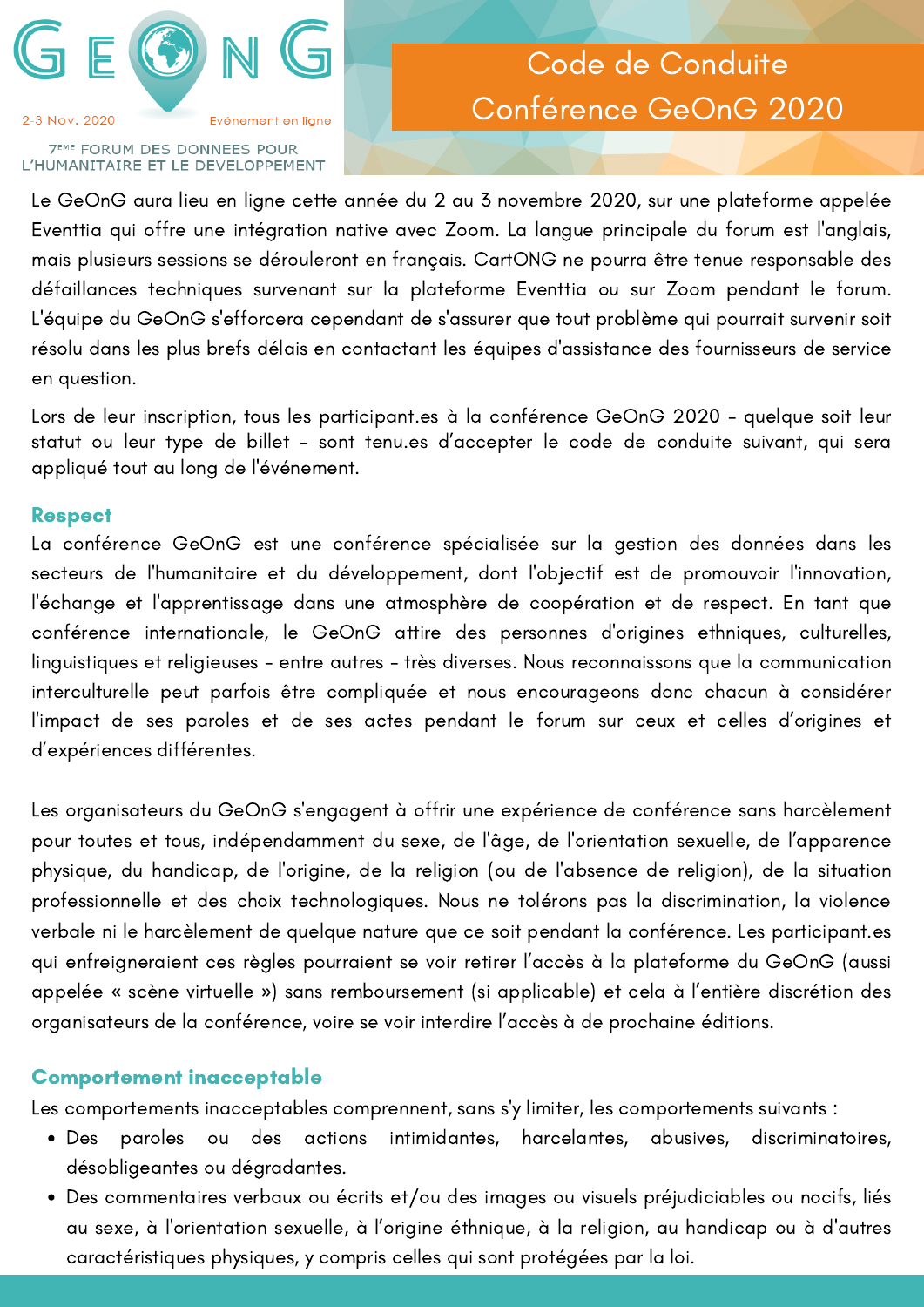# Code de Conduite Conférence GeOnG 2020

GEONG
2-3 Nov. 2020 Evénement en ligne
7ÈME FORUM DES DONNEES POUR L'HUMANITAIRE ET LE DEVELOPPEMENT

Le GeOnG aura lieu en ligne cette année du 2 au 3 novembre 2020, sur une plateforme appelée Eventtia qui offre une intégration native avec Zoom. La langue principale du forum est l'anglais, mais plusieurs sessions se dérouleront en français. CartONG ne pourra être tenue responsable des défaillances techniques survenant sur la plateforme Eventtia ou sur Zoom pendant le forum. L'équipe du GeOnG s'efforcera cependant de s'assurer que tout problème qui pourrait survenir soit résolu dans les plus brefs délais en contactant les équipes d'assistance des fournisseurs de service en question.

Lors de leur inscription, tous les participant.es à la conférence GeOnG 2020 - quelque soit leur statut ou leur type de billet - sont tenu.es d'accepter le code de conduite suivant, qui sera appliqué tout au long de l'événement.

## Respect

La conférence GeOnG est une conférence spécialisée sur la gestion des données dans les secteurs de l'humanitaire et du développement, dont l'objectif est de promouvoir l'innovation, l'échange et l'apprentissage dans une atmosphère de coopération et de respect. En tant que conférence internationale, le GeOnG attire des personnes d'origines ethniques, culturelles, linguistiques et religieuses - entre autres - très diverses. Nous reconnaissons que la communication interculturelle peut parfois être compliquée et nous encourageons donc chacun à considérer l'impact de ses paroles et de ses actes pendant le forum sur ceux et celles d'origines et d'expériences différentes.

Les organisateurs du GeOnG s'engagent à offrir une expérience de conférence sans harcèlement pour toutes et tous, indépendamment du sexe, de l'âge, de l'orientation sexuelle, de l'apparence physique, du handicap, de l'origine, de la religion (ou de l'absence de religion), de la situation professionnelle et des choix technologiques. Nous ne tolérons pas la discrimination, la violence verbale ni le harcèlement de quelque nature que ce soit pendant la conférence. Les participant.es qui enfreigneraient ces règles pourraient se voir retirer l'accès à la plateforme du GeOnG (aussi appelée « scène virtuelle ») sans remboursement (si applicable) et cela à l'entière discrétion des organisateurs de la conférence, voire se voir interdire l'accès à de prochaine éditions.

## Comportement inacceptable

Les comportements inacceptables comprennent, sans s'y limiter, les comportements suivants :

- Des paroles ou des actions intimidantes, harcelantes, abusives, discriminatoires, désobligeantes ou dégradantes.
- Des commentaires verbaux ou écrits et/ou des images ou visuels préjudiciables ou nocifs, liés au sexe, à l'orientation sexuelle, à l'origine éthnique, à la religion, au handicap ou à d'autres caractéristiques physiques, y compris celles qui sont protégées par la loi.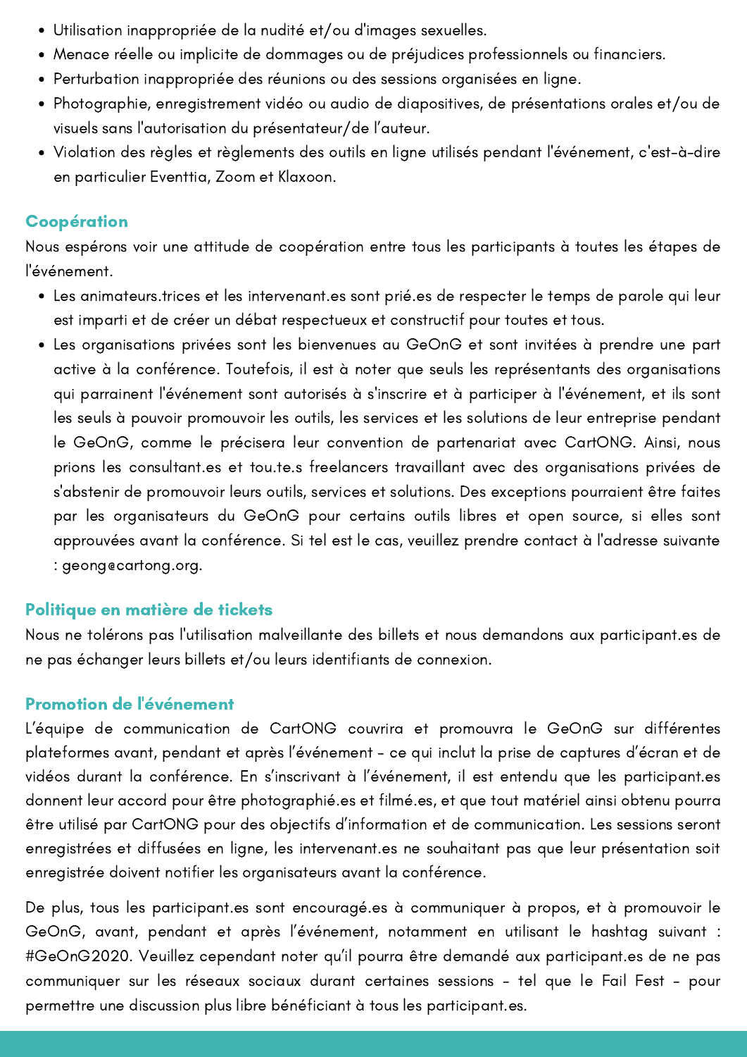- Utilisation inappropriée de la nudité et/ou d'images sexuelles.
- Menace réelle ou implicite de dommages ou de préjudices professionnels ou financiers.
- Perturbation inappropriée des réunions ou des sessions organisées en ligne.
- Photographie, enregistrement vidéo ou audio de diapositives, de présentations orales et/ou de visuels sans l'autorisation du présentateur/de l'auteur.
- Violation des règles et règlements des outils en ligne utilisés pendant l'événement, c'est-à-dire en particulier Eventtia, Zoom et Klaxoon.

## Coopération

Nous espérons voir une attitude de coopération entre tous les participants à toutes les étapes de l'événement.

- Les animateurs.trices et les intervenant.es sont prié.es de respecter le temps de parole qui leur est imparti et de créer un débat respectueux et constructif pour toutes et tous.
- Les organisations privées sont les bienvenues au GeOnG et sont invitées à prendre une part active à la conférence. Toutefois, il est à noter que seuls les représentants des organisations qui parrainent l'événement sont autorisés à s'inscrire et à participer à l'événement, et ils sont les seuls à pouvoir promouvoir les outils, les services et les solutions de leur entreprise pendant le GeOnG, comme le précisera leur convention de partenariat avec CartONG. Ainsi, nous prions les consultant.es et tou.te.s freelancers travaillant avec des organisations privées de s'abstenir de promouvoir leurs outils, services et solutions. Des exceptions pourraient être faites par les organisateurs du GeOnG pour certains outils libres et open source, si elles sont approuvées avant la conférence. Si tel est le cas, veuillez prendre contact à l'adresse suivante : geong@cartong.org.

## Politique en matière de tickets

Nous ne tolérons pas l'utilisation malveillante des billets et nous demandons aux participant.es de ne pas échanger leurs billets et/ou leurs identifiants de connexion.

## Promotion de l'événement

L'équipe de communication de CartONG couvrira et promouvra le GeOnG sur différentes plateformes avant, pendant et après l'événement - ce qui inclut la prise de captures d'écran et de vidéos durant la conférence. En s'inscrivant à l'événement, il est entendu que les participant.es donnent leur accord pour être photographié.es et filmé.es, et que tout matériel ainsi obtenu pourra être utilisé par CartONG pour des objectifs d'information et de communication. Les sessions seront enregistrées et diffusées en ligne, les intervenant.es ne souhaitant pas que leur présentation soit enregistrée doivent notifier les organisateurs avant la conférence.

De plus, tous les participant.es sont encouragé.es à communiquer à propos, et à promouvoir le GeOnG, avant, pendant et après l'événement, notamment en utilisant le hashtag suivant : #GeOnG2020. Veuillez cependant noter qu'il pourra être demandé aux participant.es de ne pas communiquer sur les réseaux sociaux durant certaines sessions - tel que le Fail Fest - pour permettre une discussion plus libre bénéficiant à tous les participant.es.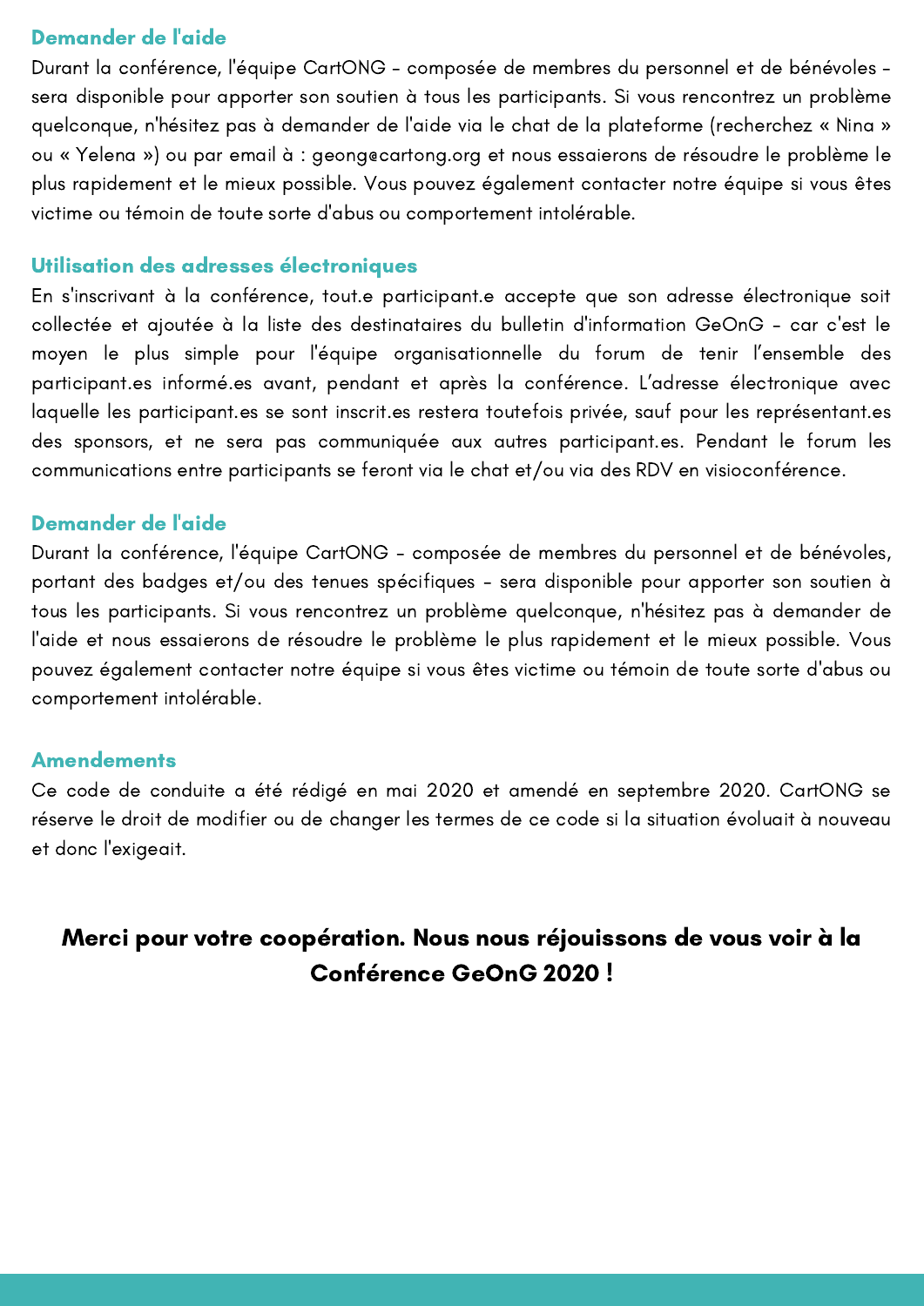## Demander de l'aide

Durant la conférence, l'équipe CartONG - composée de membres du personnel et de bénévoles - sera disponible pour apporter son soutien à tous les participants. Si vous rencontrez un problème quelconque, n'hésitez pas à demander de l'aide via le chat de la plateforme (recherchez « Nina » ou « Yelena ») ou par email à : geong@cartong.org et nous essaierons de résoudre le problème le plus rapidement et le mieux possible. Vous pouvez également contacter notre équipe si vous êtes victime ou témoin de toute sorte d'abus ou comportement intolérable.

## Utilisation des adresses électroniques

En s'inscrivant à la conférence, tout.e participant.e accepte que son adresse électronique soit collectée et ajoutée à la liste des destinataires du bulletin d'information GeOnG - car c'est le moyen le plus simple pour l'équipe organisationnelle du forum de tenir l'ensemble des participant.es informé.es avant, pendant et après la conférence. L'adresse électronique avec laquelle les participant.es se sont inscrit.es restera toutefois privée, sauf pour les représentant.es des sponsors, et ne sera pas communiquée aux autres participant.es. Pendant le forum les communications entre participants se feront via le chat et/ou via des RDV en visioconférence.

## Demander de l'aide

Durant la conférence, l'équipe CartONG - composée de membres du personnel et de bénévoles, portant des badges et/ou des tenues spécifiques - sera disponible pour apporter son soutien à tous les participants. Si vous rencontrez un problème quelconque, n'hésitez pas à demander de l'aide et nous essaierons de résoudre le problème le plus rapidement et le mieux possible. Vous pouvez également contacter notre équipe si vous êtes victime ou témoin de toute sorte d'abus ou comportement intolérable.

## Amendements

Ce code de conduite a été rédigé en mai 2020 et amendé en septembre 2020. CartONG se réserve le droit de modifier ou de changer les termes de ce code si la situation évoluait à nouveau et donc l'exigeait.

**Merci pour votre coopération. Nous nous réjouissons de vous voir à la Conférence GeOnG 2020 !**